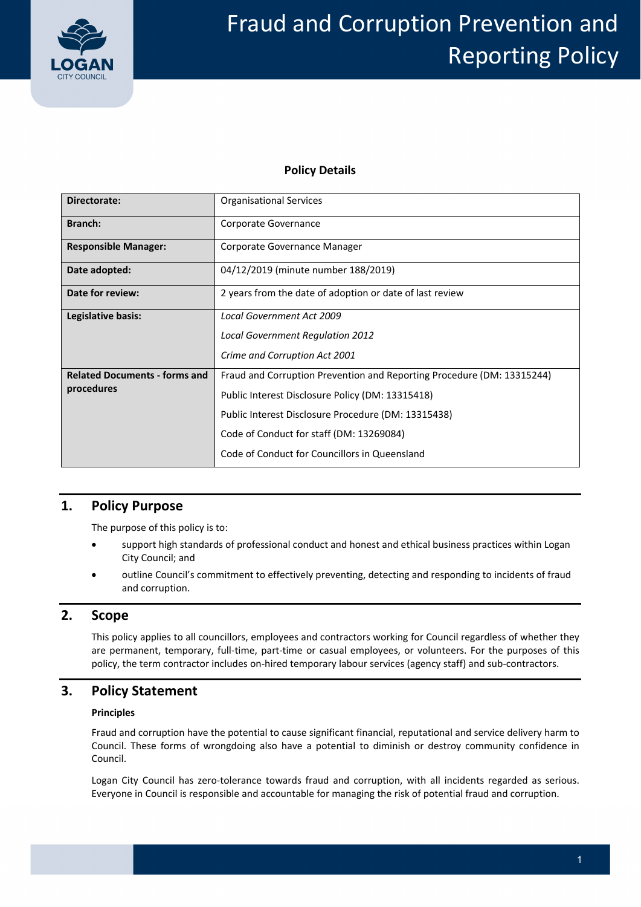# Fraud and Corruption Prevention and Reporting Policy

**Policy Details**

| | |
|---|---|
| **Directorate:** | Organisational Services |
| **Branch:** | Corporate Governance |
| **Responsible Manager:** | Corporate Governance Manager |
| **Date adopted:** | 04/12/2019 (minute number 188/2019) |
| **Date for review:** | 2 years from the date of adoption or date of last review |
| **Legislative basis:** | *Local Government Act 2009*<br>*Local Government Regulation 2012*<br>*Crime and Corruption Act 2001* |
| **Related Documents - forms and procedures** | Fraud and Corruption Prevention and Reporting Procedure (DM: 13315244)<br>Public Interest Disclosure Policy (DM: 13315418)<br>Public Interest Disclosure Procedure (DM: 13315438)<br>Code of Conduct for staff (DM: 13269084)<br>Code of Conduct for Councillors in Queensland |

## 1. Policy Purpose

The purpose of this policy is to:

- support high standards of professional conduct and honest and ethical business practices within Logan City Council; and
- outline Council's commitment to effectively preventing, detecting and responding to incidents of fraud and corruption.

## 2. Scope

This policy applies to all councillors, employees and contractors working for Council regardless of whether they are permanent, temporary, full-time, part-time or casual employees, or volunteers. For the purposes of this policy, the term contractor includes on-hired temporary labour services (agency staff) and sub-contractors.

## 3. Policy Statement

**Principles**

Fraud and corruption have the potential to cause significant financial, reputational and service delivery harm to Council. These forms of wrongdoing also have a potential to diminish or destroy community confidence in Council.

Logan City Council has zero-tolerance towards fraud and corruption, with all incidents regarded as serious. Everyone in Council is responsible and accountable for managing the risk of potential fraud and corruption.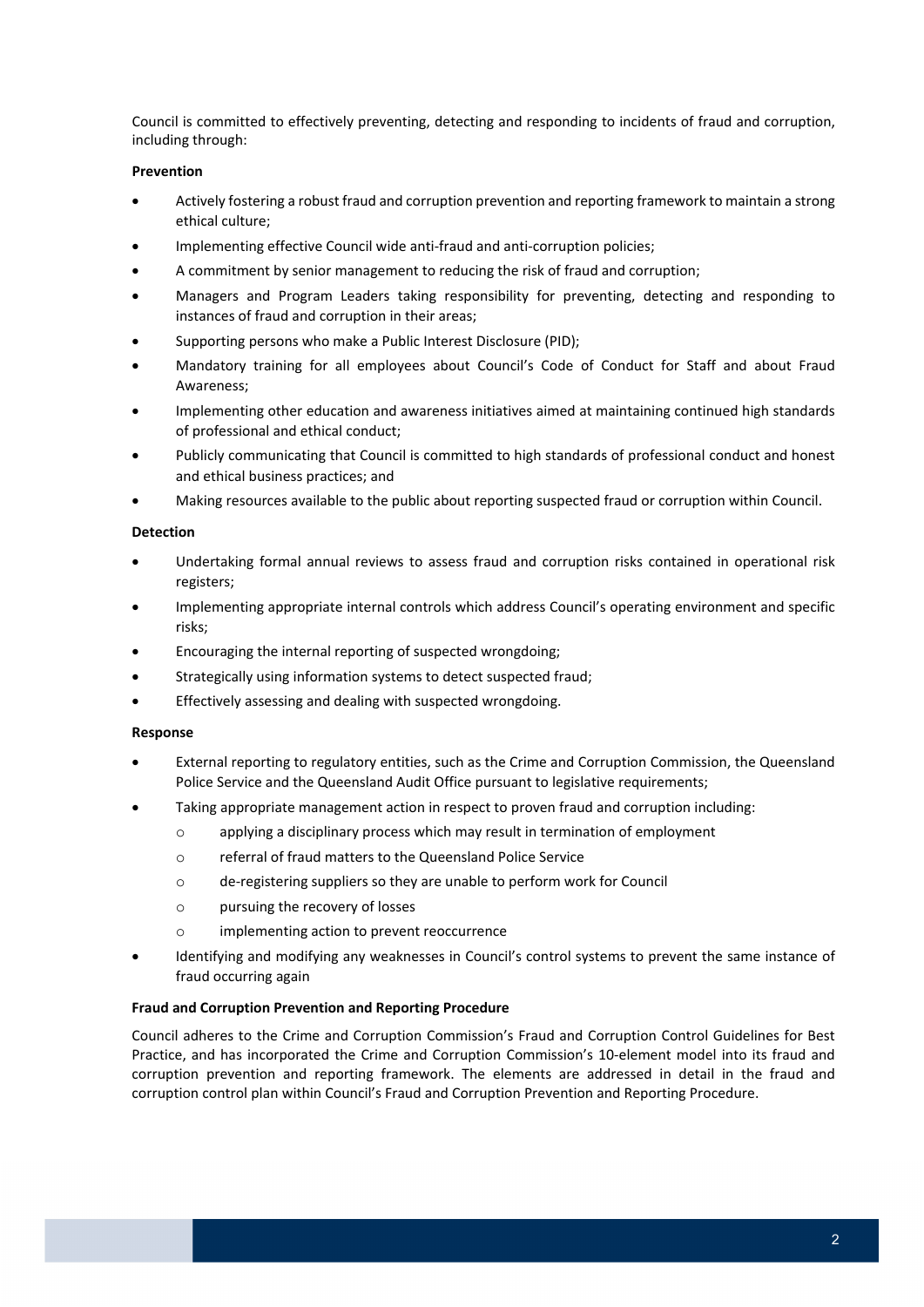Council is committed to effectively preventing, detecting and responding to incidents of fraud and corruption, including through:

**Prevention**

- Actively fostering a robust fraud and corruption prevention and reporting framework to maintain a strong ethical culture;
- Implementing effective Council wide anti-fraud and anti-corruption policies;
- A commitment by senior management to reducing the risk of fraud and corruption;
- Managers and Program Leaders taking responsibility for preventing, detecting and responding to instances of fraud and corruption in their areas;
- Supporting persons who make a Public Interest Disclosure (PID);
- Mandatory training for all employees about Council's Code of Conduct for Staff and about Fraud Awareness;
- Implementing other education and awareness initiatives aimed at maintaining continued high standards of professional and ethical conduct;
- Publicly communicating that Council is committed to high standards of professional conduct and honest and ethical business practices; and
- Making resources available to the public about reporting suspected fraud or corruption within Council.

**Detection**

- Undertaking formal annual reviews to assess fraud and corruption risks contained in operational risk registers;
- Implementing appropriate internal controls which address Council's operating environment and specific risks;
- Encouraging the internal reporting of suspected wrongdoing;
- Strategically using information systems to detect suspected fraud;
- Effectively assessing and dealing with suspected wrongdoing.

**Response**

- External reporting to regulatory entities, such as the Crime and Corruption Commission, the Queensland Police Service and the Queensland Audit Office pursuant to legislative requirements;
- Taking appropriate management action in respect to proven fraud and corruption including:
  - applying a disciplinary process which may result in termination of employment
  - referral of fraud matters to the Queensland Police Service
  - de-registering suppliers so they are unable to perform work for Council
  - pursuing the recovery of losses
  - implementing action to prevent reoccurrence
- Identifying and modifying any weaknesses in Council's control systems to prevent the same instance of fraud occurring again

**Fraud and Corruption Prevention and Reporting Procedure**

Council adheres to the Crime and Corruption Commission's Fraud and Corruption Control Guidelines for Best Practice, and has incorporated the Crime and Corruption Commission's 10-element model into its fraud and corruption prevention and reporting framework. The elements are addressed in detail in the fraud and corruption control plan within Council's Fraud and Corruption Prevention and Reporting Procedure.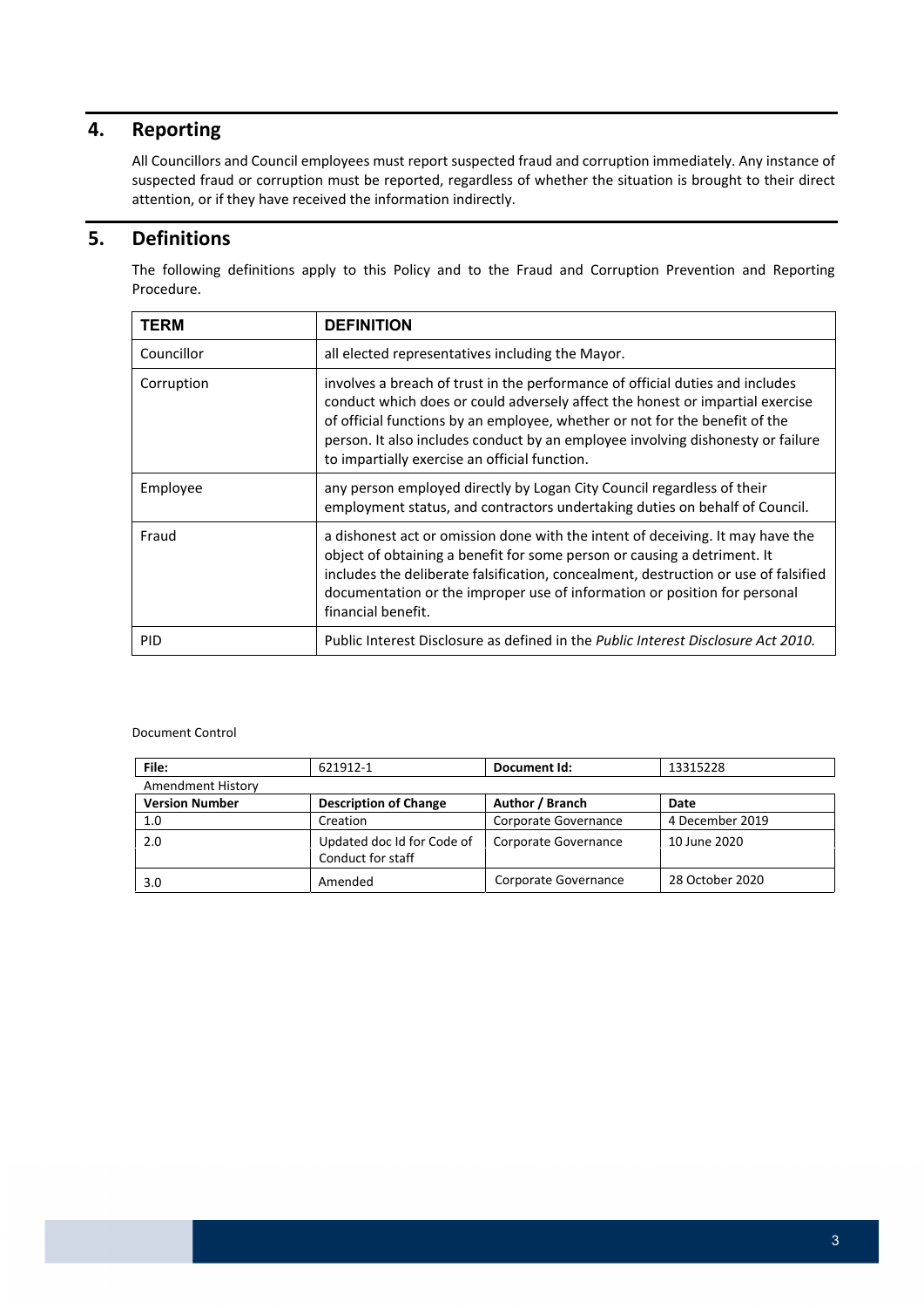## 4. Reporting

All Councillors and Council employees must report suspected fraud and corruption immediately. Any instance of suspected fraud or corruption must be reported, regardless of whether the situation is brought to their direct attention, or if they have received the information indirectly.

## 5. Definitions

The following definitions apply to this Policy and to the Fraud and Corruption Prevention and Reporting Procedure.

| TERM | DEFINITION |
|---|---|
| Councillor | all elected representatives including the Mayor. |
| Corruption | involves a breach of trust in the performance of official duties and includes conduct which does or could adversely affect the honest or impartial exercise of official functions by an employee, whether or not for the benefit of the person. It also includes conduct by an employee involving dishonesty or failure to impartially exercise an official function. |
| Employee | any person employed directly by Logan City Council regardless of their employment status, and contractors undertaking duties on behalf of Council. |
| Fraud | a dishonest act or omission done with the intent of deceiving. It may have the object of obtaining a benefit for some person or causing a detriment. It includes the deliberate falsification, concealment, destruction or use of falsified documentation or the improper use of information or position for personal financial benefit. |
| PID | Public Interest Disclosure as defined in the *Public Interest Disclosure Act 2010.* |

Document Control

| **File:** | 621912-1 | **Document Id:** | 13315228 |
|---|---|---|---|
| Amendment History | | | |
| **Version Number** | **Description of Change** | **Author / Branch** | **Date** |
| 1.0 | Creation | Corporate Governance | 4 December 2019 |
| 2.0 | Updated doc Id for Code of Conduct for staff | Corporate Governance | 10 June 2020 |
| 3.0 | Amended | Corporate Governance | 28 October 2020 |